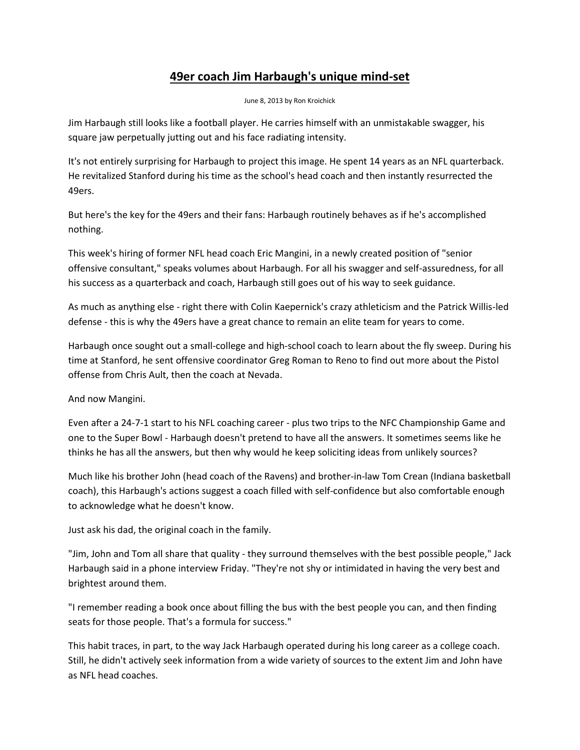# 49er coach Jim Harbaugh's unique mind-set

June 8, 2013 by Ron Kroichick

Jim Harbaugh still looks like a football player. He carries himself with an unmistakable swagger, his square jaw perpetually jutting out and his face radiating intensity.

It's not entirely surprising for Harbaugh to project this image. He spent 14 years as an NFL quarterback. He revitalized Stanford during his time as the school's head coach and then instantly resurrected the 49ers.

But here's the key for the 49ers and their fans: Harbaugh routinely behaves as if he's accomplished nothing.

This week's hiring of former NFL head coach Eric Mangini, in a newly created position of "senior offensive consultant," speaks volumes about Harbaugh. For all his swagger and self-assuredness, for all his success as a quarterback and coach, Harbaugh still goes out of his way to seek guidance.

As much as anything else - right there with Colin Kaepernick's crazy athleticism and the Patrick Willis-led defense - this is why the 49ers have a great chance to remain an elite team for years to come.

Harbaugh once sought out a small-college and high-school coach to learn about the fly sweep. During his time at Stanford, he sent offensive coordinator Greg Roman to Reno to find out more about the Pistol offense from Chris Ault, then the coach at Nevada.

And now Mangini.

Even after a 24-7-1 start to his NFL coaching career - plus two trips to the NFC Championship Game and one to the Super Bowl - Harbaugh doesn't pretend to have all the answers. It sometimes seems like he thinks he has all the answers, but then why would he keep soliciting ideas from unlikely sources?

Much like his brother John (head coach of the Ravens) and brother-in-law Tom Crean (Indiana basketball coach), this Harbaugh's actions suggest a coach filled with self-confidence but also comfortable enough to acknowledge what he doesn't know.

Just ask his dad, the original coach in the family.

"Jim, John and Tom all share that quality - they surround themselves with the best possible people," Jack Harbaugh said in a phone interview Friday. "They're not shy or intimidated in having the very best and brightest around them.

"I remember reading a book once about filling the bus with the best people you can, and then finding seats for those people. That's a formula for success."

This habit traces, in part, to the way Jack Harbaugh operated during his long career as a college coach. Still, he didn't actively seek information from a wide variety of sources to the extent Jim and John have as NFL head coaches.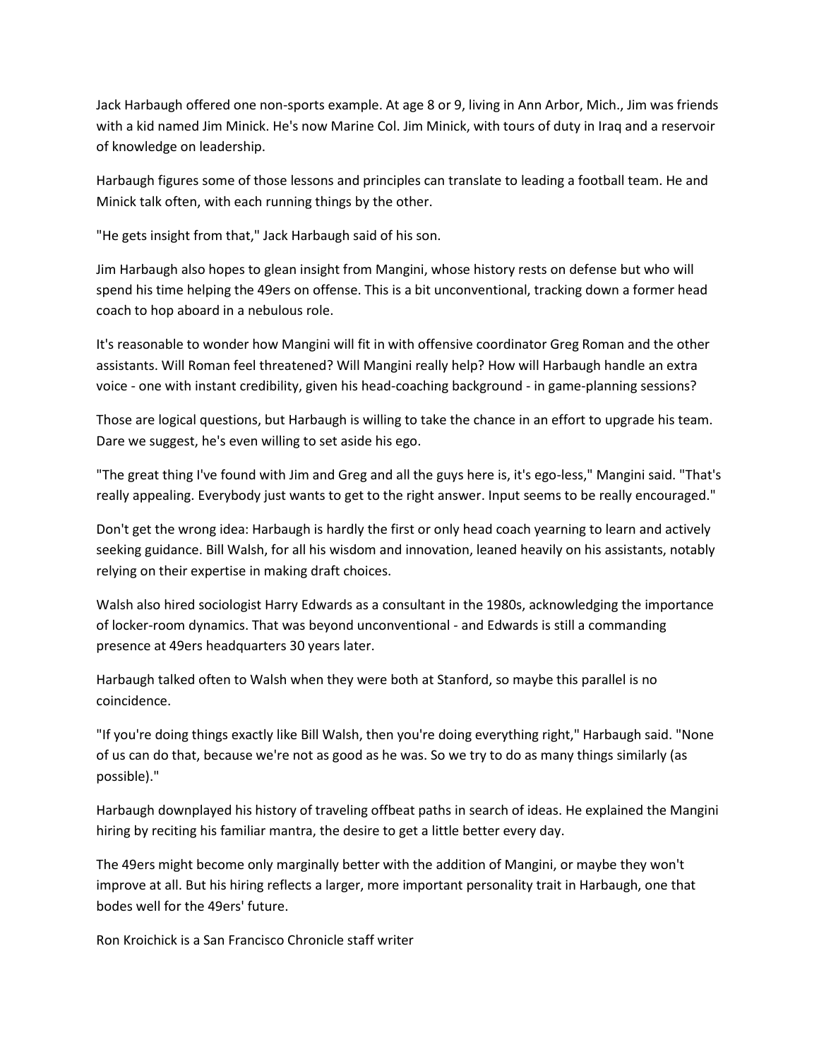Jack Harbaugh offered one non-sports example. At age 8 or 9, living in Ann Arbor, Mich., Jim was friends with a kid named Jim Minick. He's now Marine Col. Jim Minick, with tours of duty in Iraq and a reservoir of knowledge on leadership.

Harbaugh figures some of those lessons and principles can translate to leading a football team. He and Minick talk often, with each running things by the other.

"He gets insight from that," Jack Harbaugh said of his son.

Jim Harbaugh also hopes to glean insight from Mangini, whose history rests on defense but who will spend his time helping the 49ers on offense. This is a bit unconventional, tracking down a former head coach to hop aboard in a nebulous role.

It's reasonable to wonder how Mangini will fit in with offensive coordinator Greg Roman and the other assistants. Will Roman feel threatened? Will Mangini really help? How will Harbaugh handle an extra voice - one with instant credibility, given his head-coaching background - in game-planning sessions?

Those are logical questions, but Harbaugh is willing to take the chance in an effort to upgrade his team. Dare we suggest, he's even willing to set aside his ego.

"The great thing I've found with Jim and Greg and all the guys here is, it's ego-less," Mangini said. "That's really appealing. Everybody just wants to get to the right answer. Input seems to be really encouraged."

Don't get the wrong idea: Harbaugh is hardly the first or only head coach yearning to learn and actively seeking guidance. Bill Walsh, for all his wisdom and innovation, leaned heavily on his assistants, notably relying on their expertise in making draft choices.

Walsh also hired sociologist Harry Edwards as a consultant in the 1980s, acknowledging the importance of locker-room dynamics. That was beyond unconventional - and Edwards is still a commanding presence at 49ers headquarters 30 years later.

Harbaugh talked often to Walsh when they were both at Stanford, so maybe this parallel is no coincidence.

"If you're doing things exactly like Bill Walsh, then you're doing everything right," Harbaugh said. "None of us can do that, because we're not as good as he was. So we try to do as many things similarly (as possible)."

Harbaugh downplayed his history of traveling offbeat paths in search of ideas. He explained the Mangini hiring by reciting his familiar mantra, the desire to get a little better every day.

The 49ers might become only marginally better with the addition of Mangini, or maybe they won't improve at all. But his hiring reflects a larger, more important personality trait in Harbaugh, one that bodes well for the 49ers' future.

Ron Kroichick is a San Francisco Chronicle staff writer